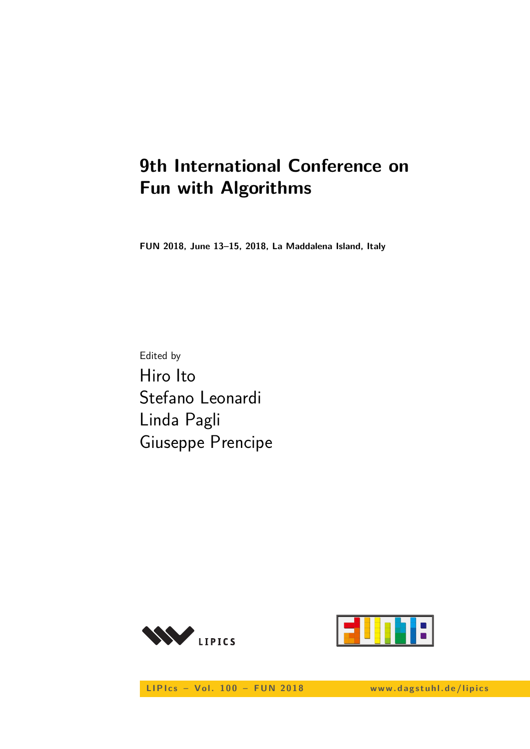# 9th International Conference on Fun with Algorithms

**FUN 2018, June 13–15, 2018, La Maddalena Island, Italy**

Edited by

Hiro Ito
Stefano Leonardi
Linda Pagli
Giuseppe Prencipe

LIPIcs – Vol. 100 – FUN 2018 www.dagstuhl.de/lipics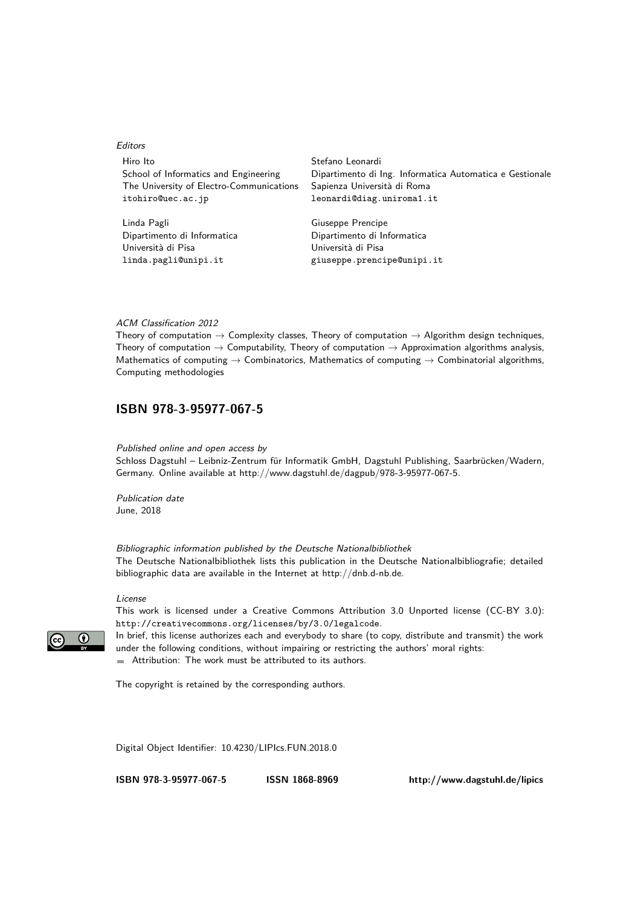*Editors*

Hiro Ito
School of Informatics and Engineering
The University of Electro-Communications
itohiro@uec.ac.jp

Stefano Leonardi
Dipartimento di Ing. Informatica Automatica e Gestionale
Sapienza Università di Roma
leonardi@diag.uniroma1.it

Linda Pagli
Dipartimento di Informatica
Università di Pisa
linda.pagli@unipi.it

Giuseppe Prencipe
Dipartimento di Informatica
Università di Pisa
giuseppe.prencipe@unipi.it

*ACM Classification 2012*
Theory of computation → Complexity classes, Theory of computation → Algorithm design techniques, Theory of computation → Computability, Theory of computation → Approximation algorithms analysis, Mathematics of computing → Combinatorics, Mathematics of computing → Combinatorial algorithms, Computing methodologies

## ISBN 978-3-95977-067-5

*Published online and open access by*
Schloss Dagstuhl – Leibniz-Zentrum für Informatik GmbH, Dagstuhl Publishing, Saarbrücken/Wadern, Germany. Online available at http://www.dagstuhl.de/dagpub/978-3-95977-067-5.

*Publication date*
June, 2018

*Bibliographic information published by the Deutsche Nationalbibliothek*
The Deutsche Nationalbibliothek lists this publication in the Deutsche Nationalbibliografie; detailed bibliographic data are available in the Internet at http://dnb.d-nb.de.

*License*
This work is licensed under a Creative Commons Attribution 3.0 Unported license (CC-BY 3.0): http://creativecommons.org/licenses/by/3.0/legalcode.
In brief, this license authorizes each and everybody to share (to copy, distribute and transmit) the work under the following conditions, without impairing or restricting the authors' moral rights:

- Attribution: The work must be attributed to its authors.

The copyright is retained by the corresponding authors.

Digital Object Identifier: 10.4230/LIPIcs.FUN.2018.0

**ISBN 978-3-95977-067-5** **ISSN 1868-8969** **http://www.dagstuhl.de/lipics**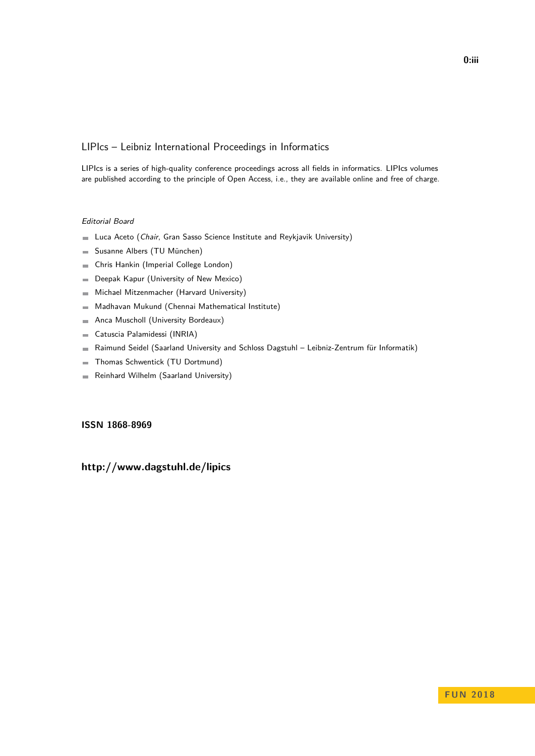## LIPIcs – Leibniz International Proceedings in Informatics

LIPIcs is a series of high-quality conference proceedings across all fields in informatics. LIPIcs volumes are published according to the principle of Open Access, i.e., they are available online and free of charge.

*Editorial Board*

- Luca Aceto (*Chair*, Gran Sasso Science Institute and Reykjavik University)
- Susanne Albers (TU München)
- Chris Hankin (Imperial College London)
- Deepak Kapur (University of New Mexico)
- Michael Mitzenmacher (Harvard University)
- Madhavan Mukund (Chennai Mathematical Institute)
- Anca Muscholl (University Bordeaux)
- Catuscia Palamidessi (INRIA)
- Raimund Seidel (Saarland University and Schloss Dagstuhl – Leibniz-Zentrum für Informatik)
- Thomas Schwentick (TU Dortmund)
- Reinhard Wilhelm (Saarland University)

**ISSN 1868-8969**

**http://www.dagstuhl.de/lipics**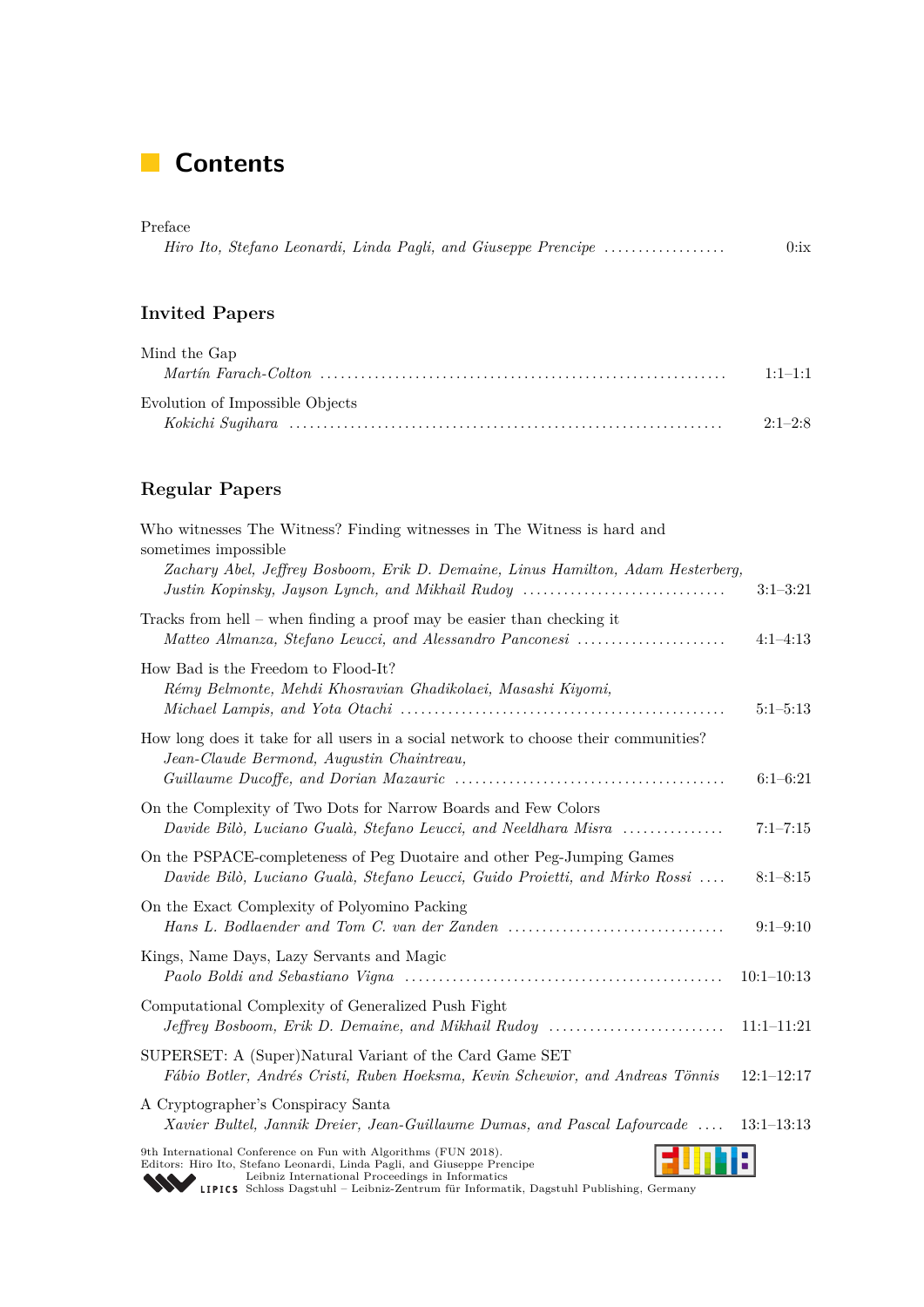# Contents

Preface
*Hiro Ito, Stefano Leonardi, Linda Pagli, and Giuseppe Prencipe* .................. 0:ix

## Invited Papers

Mind the Gap
*Martín Farach-Colton* .................. 1:1–1:1

Evolution of Impossible Objects
*Kokichi Sugihara* .................. 2:1–2:8

## Regular Papers

Who witnesses The Witness? Finding witnesses in The Witness is hard and sometimes impossible
*Zachary Abel, Jeffrey Bosboom, Erik D. Demaine, Linus Hamilton, Adam Hesterberg, Justin Kopinsky, Jayson Lynch, and Mikhail Rudoy* .................. 3:1–3:21

Tracks from hell – when finding a proof may be easier than checking it
*Matteo Almanza, Stefano Leucci, and Alessandro Panconesi* .................. 4:1–4:13

How Bad is the Freedom to Flood-It?
*Rémy Belmonte, Mehdi Khosravian Ghadikolaei, Masashi Kiyomi, Michael Lampis, and Yota Otachi* .................. 5:1–5:13

How long does it take for all users in a social network to choose their communities?
*Jean-Claude Bermond, Augustin Chaintreau, Guillaume Ducoffe, and Dorian Mazauric* .................. 6:1–6:21

On the Complexity of Two Dots for Narrow Boards and Few Colors
*Davide Bilò, Luciano Gualà, Stefano Leucci, and Neeldhara Misra* .................. 7:1–7:15

On the PSPACE-completeness of Peg Duotaire and other Peg-Jumping Games
*Davide Bilò, Luciano Gualà, Stefano Leucci, Guido Proietti, and Mirko Rossi* .................. 8:1–8:15

On the Exact Complexity of Polyomino Packing
*Hans L. Bodlaender and Tom C. van der Zanden* .................. 9:1–9:10

Kings, Name Days, Lazy Servants and Magic
*Paolo Boldi and Sebastiano Vigna* .................. 10:1–10:13

Computational Complexity of Generalized Push Fight
*Jeffrey Bosboom, Erik D. Demaine, and Mikhail Rudoy* .................. 11:1–11:21

SUPERSET: A (Super)Natural Variant of the Card Game SET
*Fábio Botler, Andrés Cristi, Ruben Hoeksma, Kevin Schewior, and Andreas Tönnis* .................. 12:1–12:17

A Cryptographer's Conspiracy Santa
*Xavier Bultel, Jannik Dreier, Jean-Guillaume Dumas, and Pascal Lafourcade* .................. 13:1–13:13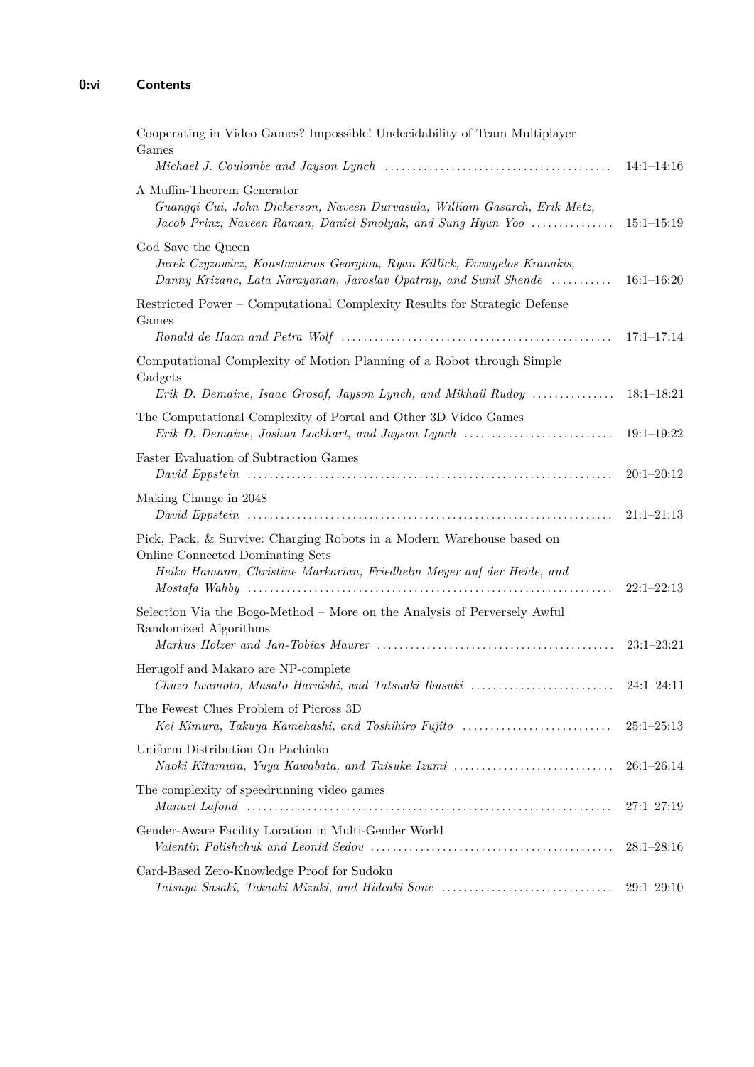Cooperating in Video Games? Impossible! Undecidability of Team Multiplayer Games
*Michael J. Coulombe and Jayson Lynch* ........................................ 14:1–14:16

A Muffin-Theorem Generator
*Guangqi Cui, John Dickerson, Naveen Durvasula, William Gasarch, Erik Metz, Jacob Prinz, Naveen Raman, Daniel Smolyak, and Sung Hyun Yoo* .............. 15:1–15:19

God Save the Queen
*Jurek Czyzowicz, Konstantinos Georgiou, Ryan Killick, Evangelos Kranakis, Danny Krizanc, Lata Narayanan, Jaroslav Opatrny, and Sunil Shende* .......... 16:1–16:20

Restricted Power – Computational Complexity Results for Strategic Defense Games
*Ronald de Haan and Petra Wolf* ................................................ 17:1–17:14

Computational Complexity of Motion Planning of a Robot through Simple Gadgets
*Erik D. Demaine, Isaac Grosof, Jayson Lynch, and Mikhail Rudoy* .............. 18:1–18:21

The Computational Complexity of Portal and Other 3D Video Games
*Erik D. Demaine, Joshua Lockhart, and Jayson Lynch* .......................... 19:1–19:22

Faster Evaluation of Subtraction Games
*David Eppstein* ................................................................. 20:1–20:12

Making Change in 2048
*David Eppstein* ................................................................. 21:1–21:13

Pick, Pack, & Survive: Charging Robots in a Modern Warehouse based on Online Connected Dominating Sets
*Heiko Hamann, Christine Markarian, Friedhelm Meyer auf der Heide, and Mostafa Wahby* ................................................................. 22:1–22:13

Selection Via the Bogo-Method – More on the Analysis of Perversely Awful Randomized Algorithms
*Markus Holzer and Jan-Tobias Maurer* .......................................... 23:1–23:21

Herugolf and Makaro are NP-complete
*Chuzo Iwamoto, Masato Haruishi, and Tatsuaki Ibusuki* ......................... 24:1–24:11

The Fewest Clues Problem of Picross 3D
*Kei Kimura, Takuya Kamehashi, and Toshihiro Fujito* .......................... 25:1–25:13

Uniform Distribution On Pachinko
*Naoki Kitamura, Yuya Kawabata, and Taisuke Izumi* ............................ 26:1–26:14

The complexity of speedrunning video games
*Manuel Lafond* ................................................................. 27:1–27:19

Gender-Aware Facility Location in Multi-Gender World
*Valentin Polishchuk and Leonid Sedov* ........................................... 28:1–28:16

Card-Based Zero-Knowledge Proof for Sudoku
*Tatsuya Sasaki, Takaaki Mizuki, and Hideaki Sone* .............................. 29:1–29:10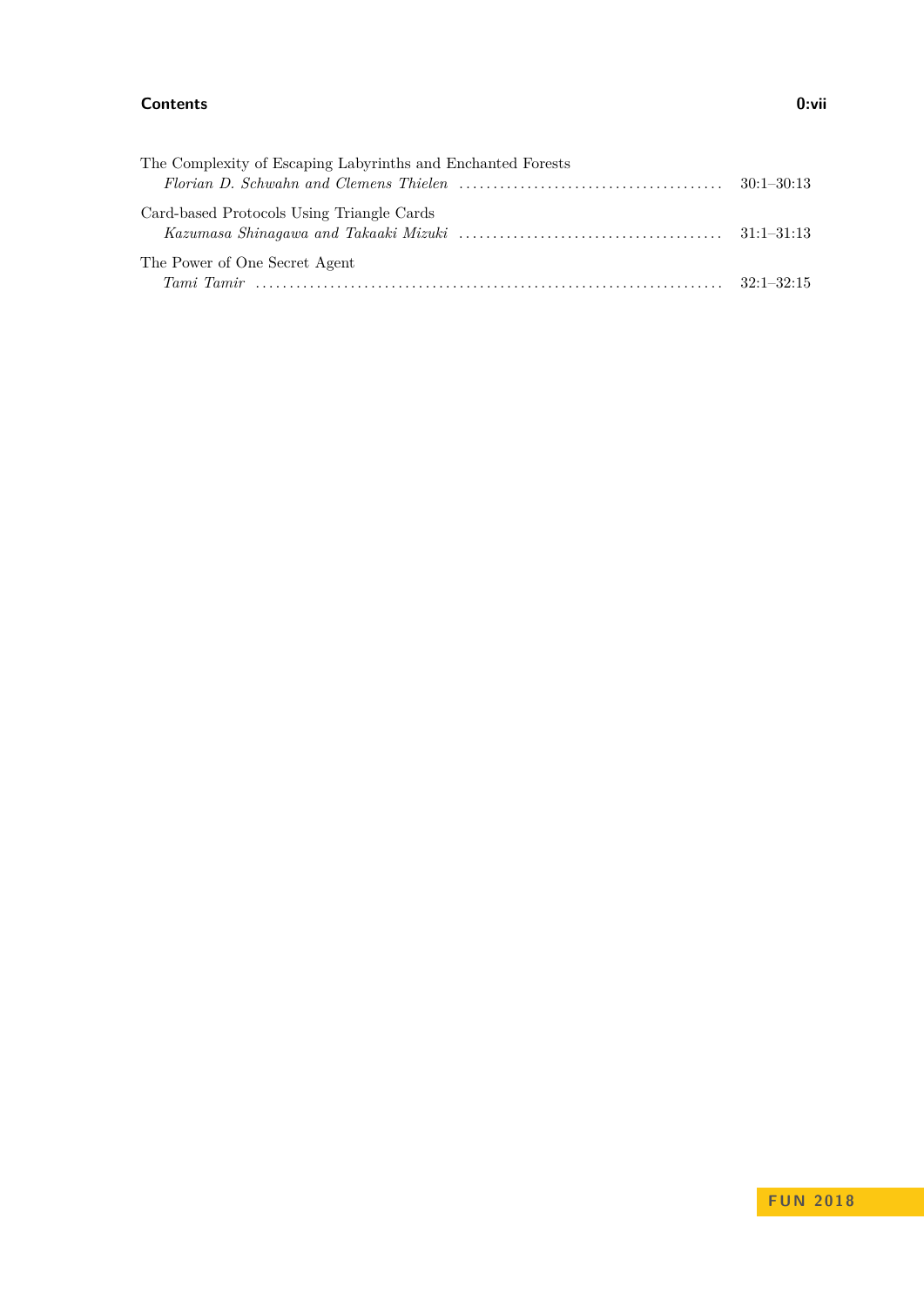The Complexity of Escaping Labyrinths and Enchanted Forests
*Florian D. Schwahn and Clemens Thielen* ........................................ 30:1–30:13

Card-based Protocols Using Triangle Cards
*Kazumasa Shinagawa and Takaaki Mizuki* ........................................ 31:1–31:13

The Power of One Secret Agent
*Tami Tamir* ........................................ 32:1–32:15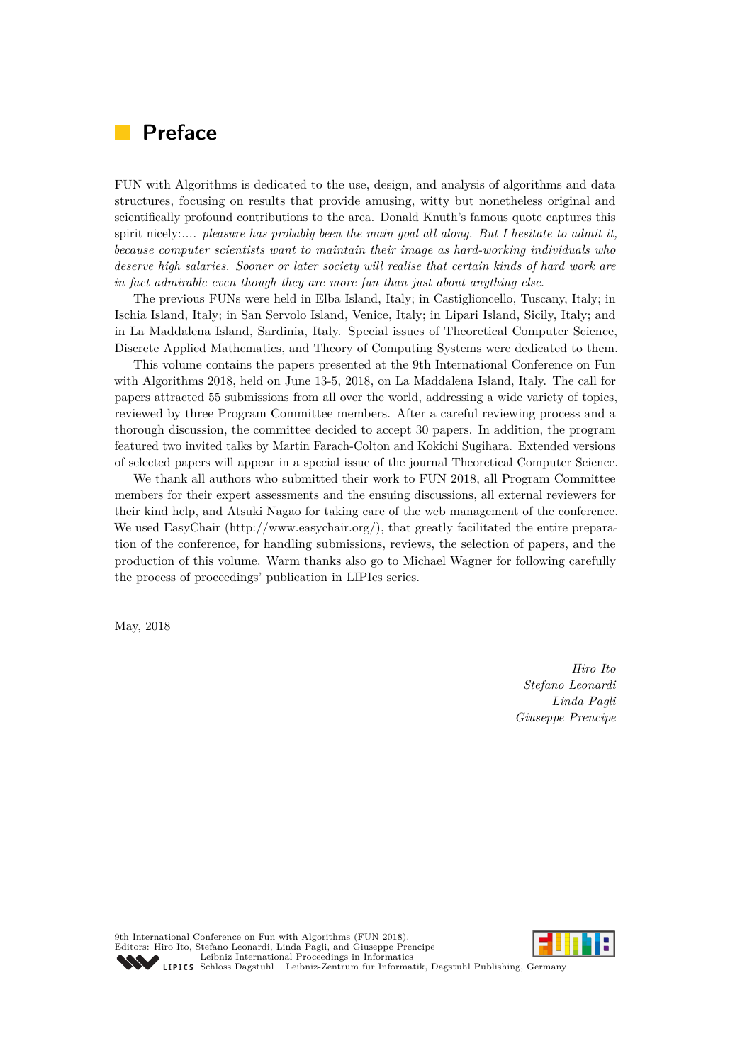# Preface

FUN with Algorithms is dedicated to the use, design, and analysis of algorithms and data structures, focusing on results that provide amusing, witty but nonetheless original and scientifically profound contributions to the area. Donald Knuth's famous quote captures this spirit nicely:*.... pleasure has probably been the main goal all along. But I hesitate to admit it, because computer scientists want to maintain their image as hard-working individuals who deserve high salaries. Sooner or later society will realise that certain kinds of hard work are in fact admirable even though they are more fun than just about anything else.*

The previous FUNs were held in Elba Island, Italy; in Castiglioncello, Tuscany, Italy; in Ischia Island, Italy; in San Servolo Island, Venice, Italy; in Lipari Island, Sicily, Italy; and in La Maddalena Island, Sardinia, Italy. Special issues of Theoretical Computer Science, Discrete Applied Mathematics, and Theory of Computing Systems were dedicated to them.

This volume contains the papers presented at the 9th International Conference on Fun with Algorithms 2018, held on June 13-5, 2018, on La Maddalena Island, Italy. The call for papers attracted 55 submissions from all over the world, addressing a wide variety of topics, reviewed by three Program Committee members. After a careful reviewing process and a thorough discussion, the committee decided to accept 30 papers. In addition, the program featured two invited talks by Martin Farach-Colton and Kokichi Sugihara. Extended versions of selected papers will appear in a special issue of the journal Theoretical Computer Science.

We thank all authors who submitted their work to FUN 2018, all Program Committee members for their expert assessments and the ensuing discussions, all external reviewers for their kind help, and Atsuki Nagao for taking care of the web management of the conference. We used EasyChair (http://www.easychair.org/), that greatly facilitated the entire preparation of the conference, for handling submissions, reviews, the selection of papers, and the production of this volume. Warm thanks also go to Michael Wagner for following carefully the process of proceedings' publication in LIPIcs series.

May, 2018

*Hiro Ito*
*Stefano Leonardi*
*Linda Pagli*
*Giuseppe Prencipe*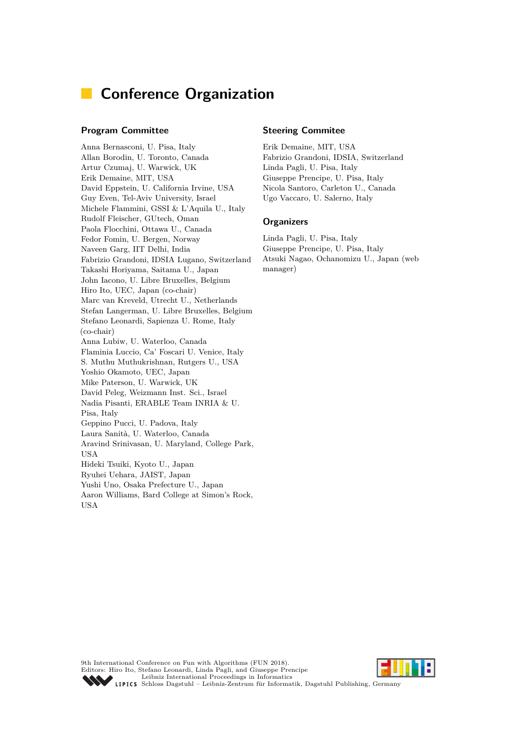# Conference Organization

## Program Committee

Anna Bernasconi, U. Pisa, Italy
Allan Borodin, U. Toronto, Canada
Artur Czumaj, U. Warwick, UK
Erik Demaine, MIT, USA
David Eppstein, U. California Irvine, USA
Guy Even, Tel-Aviv University, Israel
Michele Flammini, GSSI & L'Aquila U., Italy
Rudolf Fleischer, GUtech, Oman
Paola Flocchini, Ottawa U., Canada
Fedor Fomin, U. Bergen, Norway
Naveen Garg, IIT Delhi, India
Fabrizio Grandoni, IDSIA Lugano, Switzerland
Takashi Horiyama, Saitama U., Japan
John Iacono, U. Libre Bruxelles, Belgium
Hiro Ito, UEC, Japan (co-chair)
Marc van Kreveld, Utrecht U., Netherlands
Stefan Langerman, U. Libre Bruxelles, Belgium
Stefano Leonardi, Sapienza U. Rome, Italy (co-chair)
Anna Lubiw, U. Waterloo, Canada
Flaminia Luccio, Ca' Foscari U. Venice, Italy
S. Muthu Muthukrishnan, Rutgers U., USA
Yoshio Okamoto, UEC, Japan
Mike Paterson, U. Warwick, UK
David Peleg, Weizmann Inst. Sci., Israel
Nadia Pisanti, ERABLE Team INRIA & U. Pisa, Italy
Geppino Pucci, U. Padova, Italy
Laura Sanità, U. Waterloo, Canada
Aravind Srinivasan, U. Maryland, College Park, USA
Hideki Tsuiki, Kyoto U., Japan
Ryuhei Uehara, JAIST, Japan
Yushi Uno, Osaka Prefecture U., Japan
Aaron Williams, Bard College at Simon's Rock, USA

## Steering Commitee

Erik Demaine, MIT, USA
Fabrizio Grandoni, IDSIA, Switzerland
Linda Pagli, U. Pisa, Italy
Giuseppe Prencipe, U. Pisa, Italy
Nicola Santoro, Carleton U., Canada
Ugo Vaccaro, U. Salerno, Italy

## Organizers

Linda Pagli, U. Pisa, Italy
Giuseppe Prencipe, U. Pisa, Italy
Atsuki Nagao, Ochanomizu U., Japan (web manager)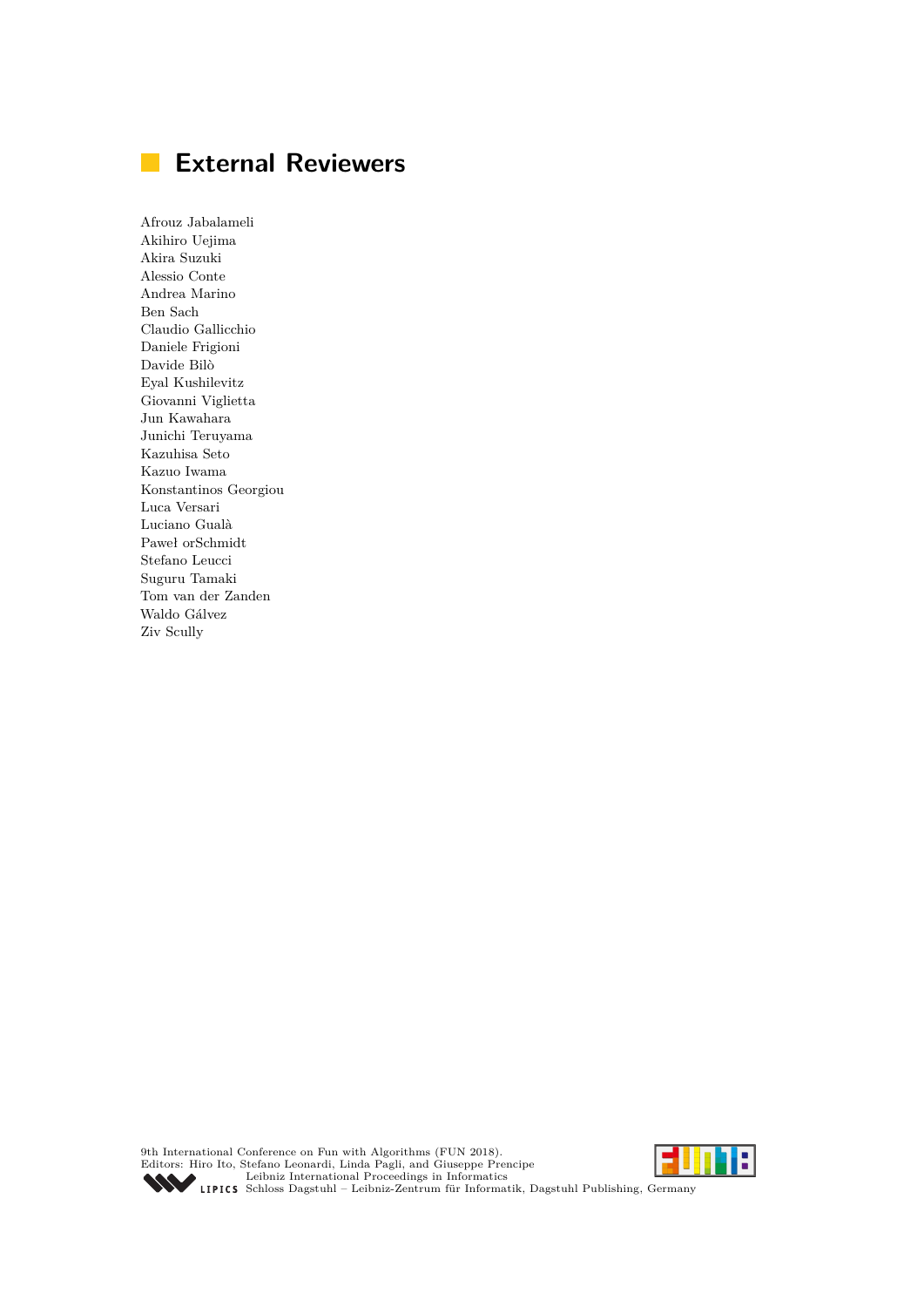# External Reviewers

Afrouz Jabalameli
Akihiro Uejima
Akira Suzuki
Alessio Conte
Andrea Marino
Ben Sach
Claudio Gallicchio
Daniele Frigioni
Davide Bilò
Eyal Kushilevitz
Giovanni Viglietta
Jun Kawahara
Junichi Teruyama
Kazuhisa Seto
Kazuo Iwama
Konstantinos Georgiou
Luca Versari
Luciano Gualà
Paweł orSchmidt
Stefano Leucci
Suguru Tamaki
Tom van der Zanden
Waldo Gálvez
Ziv Scully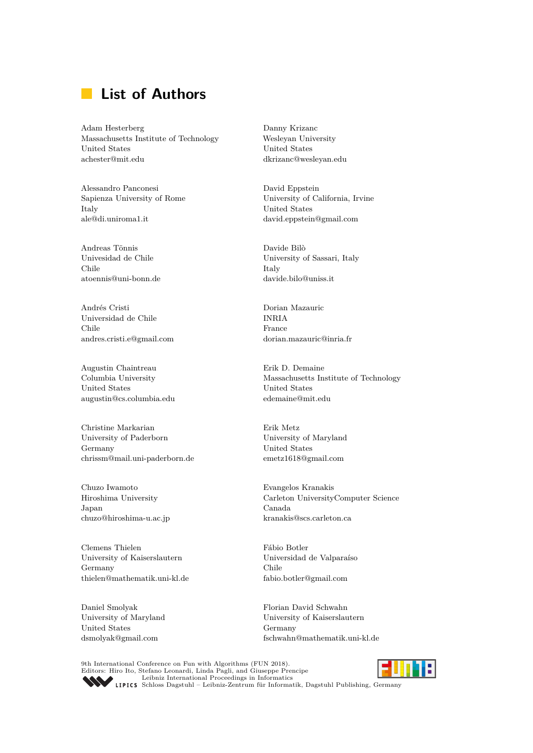# List of Authors

Adam Hesterberg
Massachusetts Institute of Technology
United States
achester@mit.edu

Alessandro Panconesi
Sapienza University of Rome
Italy
ale@di.uniroma1.it

Andreas Tönnis
Univesidad de Chile
Chile
atoennis@uni-bonn.de

Andrés Cristi
Universidad de Chile
Chile
andres.cristi.e@gmail.com

Augustin Chaintreau
Columbia University
United States
augustin@cs.columbia.edu

Christine Markarian
University of Paderborn
Germany
chrissm@mail.uni-paderborn.de

Chuzo Iwamoto
Hiroshima University
Japan
chuzo@hiroshima-u.ac.jp

Clemens Thielen
University of Kaiserslautern
Germany
thielen@mathematik.uni-kl.de

Daniel Smolyak
University of Maryland
United States
dsmolyak@gmail.com

Danny Krizanc
Wesleyan University
United States
dkrizanc@wesleyan.edu

David Eppstein
University of California, Irvine
United States
david.eppstein@gmail.com

Davide Bilò
University of Sassari, Italy
Italy
davide.bilo@uniss.it

Dorian Mazauric
INRIA
France
dorian.mazauric@inria.fr

Erik D. Demaine
Massachusetts Institute of Technology
United States
edemaine@mit.edu

Erik Metz
University of Maryland
United States
emetz1618@gmail.com

Evangelos Kranakis
Carleton UniversityComputer Science
Canada
kranakis@scs.carleton.ca

Fábio Botler
Universidad de Valparaíso
Chile
fabio.botler@gmail.com

Florian David Schwahn
University of Kaiserslautern
Germany
fschwahn@mathematik.uni-kl.de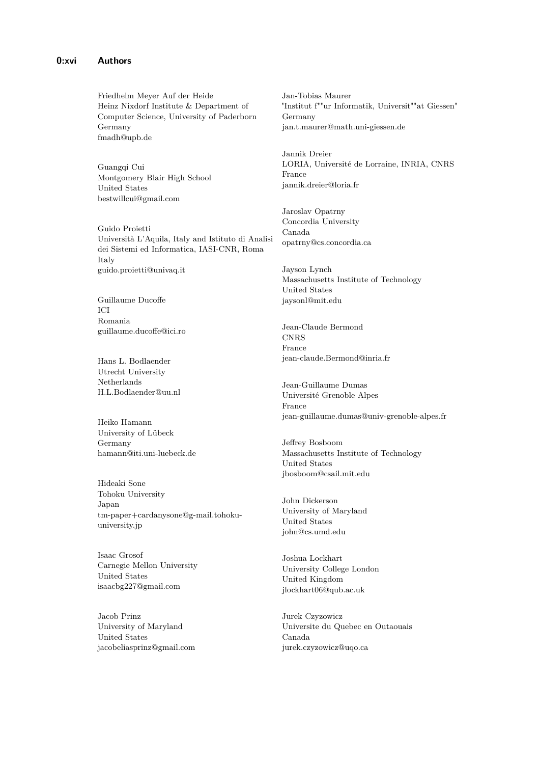Friedhelm Meyer Auf der Heide
Heinz Nixdorf Institute & Department of Computer Science, University of Paderborn
Germany
fmadh@upb.de

Guangqi Cui
Montgomery Blair High School
United States
bestwillcui@gmail.com

Guido Proietti
Università L'Aquila, Italy and Istituto di Analisi dei Sistemi ed Informatica, IASI-CNR, Roma
Italy
guido.proietti@univaq.it

Guillaume Ducoffe
ICI
Romania
guillaume.ducoffe@ici.ro

Hans L. Bodlaender
Utrecht University
Netherlands
H.L.Bodlaender@uu.nl

Heiko Hamann
University of Lübeck
Germany
hamann@iti.uni-luebeck.de

Hideaki Sone
Tohoku University
Japan
tm-paper+cardanysone@g-mail.tohoku-university.jp

Isaac Grosof
Carnegie Mellon University
United States
isaacbg227@gmail.com

Jacob Prinz
University of Maryland
United States
jacobeliasprinz@gmail.com

Jan-Tobias Maurer
"Institut f""ur Informatik, Universit""at Giessen"
Germany
jan.t.maurer@math.uni-giessen.de

Jannik Dreier
LORIA, Université de Lorraine, INRIA, CNRS
France
jannik.dreier@loria.fr

Jaroslav Opatrny
Concordia University
Canada
opatrny@cs.concordia.ca

Jayson Lynch
Massachusetts Institute of Technology
United States
jaysonl@mit.edu

Jean-Claude Bermond
CNRS
France
jean-claude.Bermond@inria.fr

Jean-Guillaume Dumas
Université Grenoble Alpes
France
jean-guillaume.dumas@univ-grenoble-alpes.fr

Jeffrey Bosboom
Massachusetts Institute of Technology
United States
jbosboom@csail.mit.edu

John Dickerson
University of Maryland
United States
john@cs.umd.edu

Joshua Lockhart
University College London
United Kingdom
jlockhart06@qub.ac.uk

Jurek Czyzowicz
Universite du Quebec en Outaouais
Canada
jurek.czyzowicz@uqo.ca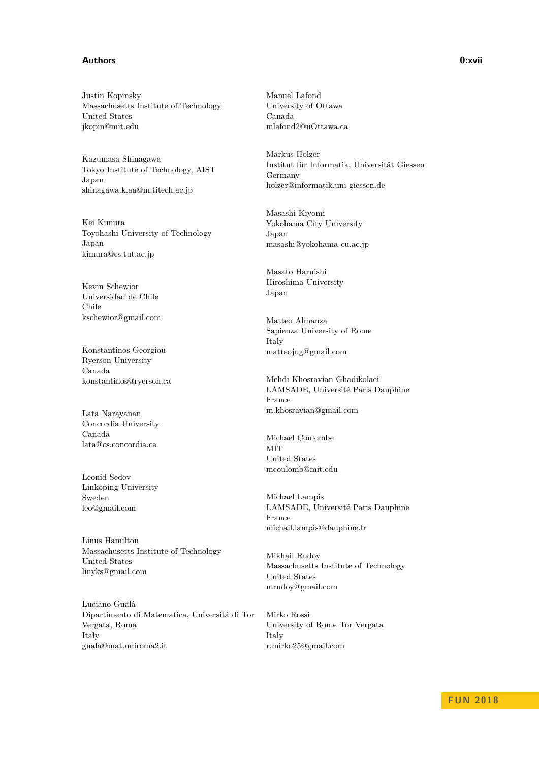Justin Kopinsky
Massachusetts Institute of Technology
United States
jkopin@mit.edu

Kazumasa Shinagawa
Tokyo Institute of Technology, AIST
Japan
shinagawa.k.aa@m.titech.ac.jp

Kei Kimura
Toyohashi University of Technology
Japan
kimura@cs.tut.ac.jp

Kevin Schewior
Universidad de Chile
Chile
kschewior@gmail.com

Konstantinos Georgiou
Ryerson University
Canada
konstantinos@ryerson.ca

Lata Narayanan
Concordia University
Canada
lata@cs.concordia.ca

Leonid Sedov
Linkoping University
Sweden
leo@gmail.com

Linus Hamilton
Massachusetts Institute of Technology
United States
linyks@gmail.com

Luciano Gualà
Dipartimento di Matematica, Universitá di Tor Vergata, Roma
Italy
guala@mat.uniroma2.it

Manuel Lafond
University of Ottawa
Canada
mlafond2@uOttawa.ca

Markus Holzer
Institut für Informatik, Universität Giessen
Germany
holzer@informatik.uni-giessen.de

Masashi Kiyomi
Yokohama City University
Japan
masashi@yokohama-cu.ac.jp

Masato Haruishi
Hiroshima University
Japan

Matteo Almanza
Sapienza University of Rome
Italy
matteojug@gmail.com

Mehdi Khosravian Ghadikolaei
LAMSADE, Université Paris Dauphine
France
m.khosravian@gmail.com

Michael Coulombe
MIT
United States
mcoulomb@mit.edu

Michael Lampis
LAMSADE, Université Paris Dauphine
France
michail.lampis@dauphine.fr

Mikhail Rudoy
Massachusetts Institute of Technology
United States
mrudoy@gmail.com

Mirko Rossi
University of Rome Tor Vergata
Italy
r.mirko25@gmail.com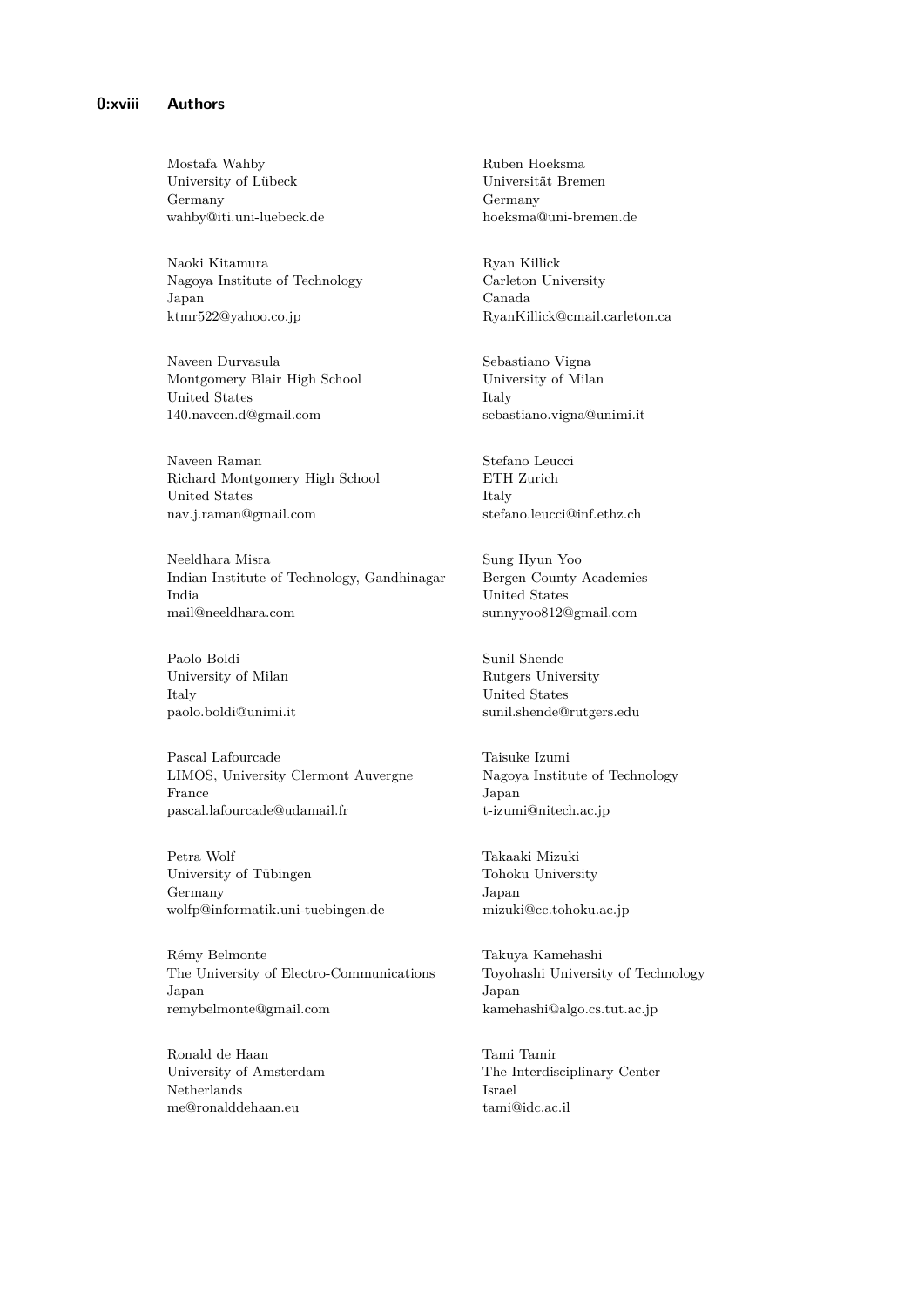Mostafa Wahby
University of Lübeck
Germany
wahby@iti.uni-luebeck.de

Naoki Kitamura
Nagoya Institute of Technology
Japan
ktmr522@yahoo.co.jp

Naveen Durvasula
Montgomery Blair High School
United States
140.naveen.d@gmail.com

Naveen Raman
Richard Montgomery High School
United States
nav.j.raman@gmail.com

Neeldhara Misra
Indian Institute of Technology, Gandhinagar
India
mail@neeldhara.com

Paolo Boldi
University of Milan
Italy
paolo.boldi@unimi.it

Pascal Lafourcade
LIMOS, University Clermont Auvergne
France
pascal.lafourcade@udamail.fr

Petra Wolf
University of Tübingen
Germany
wolfp@informatik.uni-tuebingen.de

Rémy Belmonte
The University of Electro-Communications
Japan
remybelmonte@gmail.com

Ronald de Haan
University of Amsterdam
Netherlands
me@ronalddehaan.eu

Ruben Hoeksma
Universität Bremen
Germany
hoeksma@uni-bremen.de

Ryan Killick
Carleton University
Canada
RyanKillick@cmail.carleton.ca

Sebastiano Vigna
University of Milan
Italy
sebastiano.vigna@unimi.it

Stefano Leucci
ETH Zurich
Italy
stefano.leucci@inf.ethz.ch

Sung Hyun Yoo
Bergen County Academies
United States
sunnyyoo812@gmail.com

Sunil Shende
Rutgers University
United States
sunil.shende@rutgers.edu

Taisuke Izumi
Nagoya Institute of Technology
Japan
t-izumi@nitech.ac.jp

Takaaki Mizuki
Tohoku University
Japan
mizuki@cc.tohoku.ac.jp

Takuya Kamehashi
Toyohashi University of Technology
Japan
kamehashi@algo.cs.tut.ac.jp

Tami Tamir
The Interdisciplinary Center
Israel
tami@idc.ac.il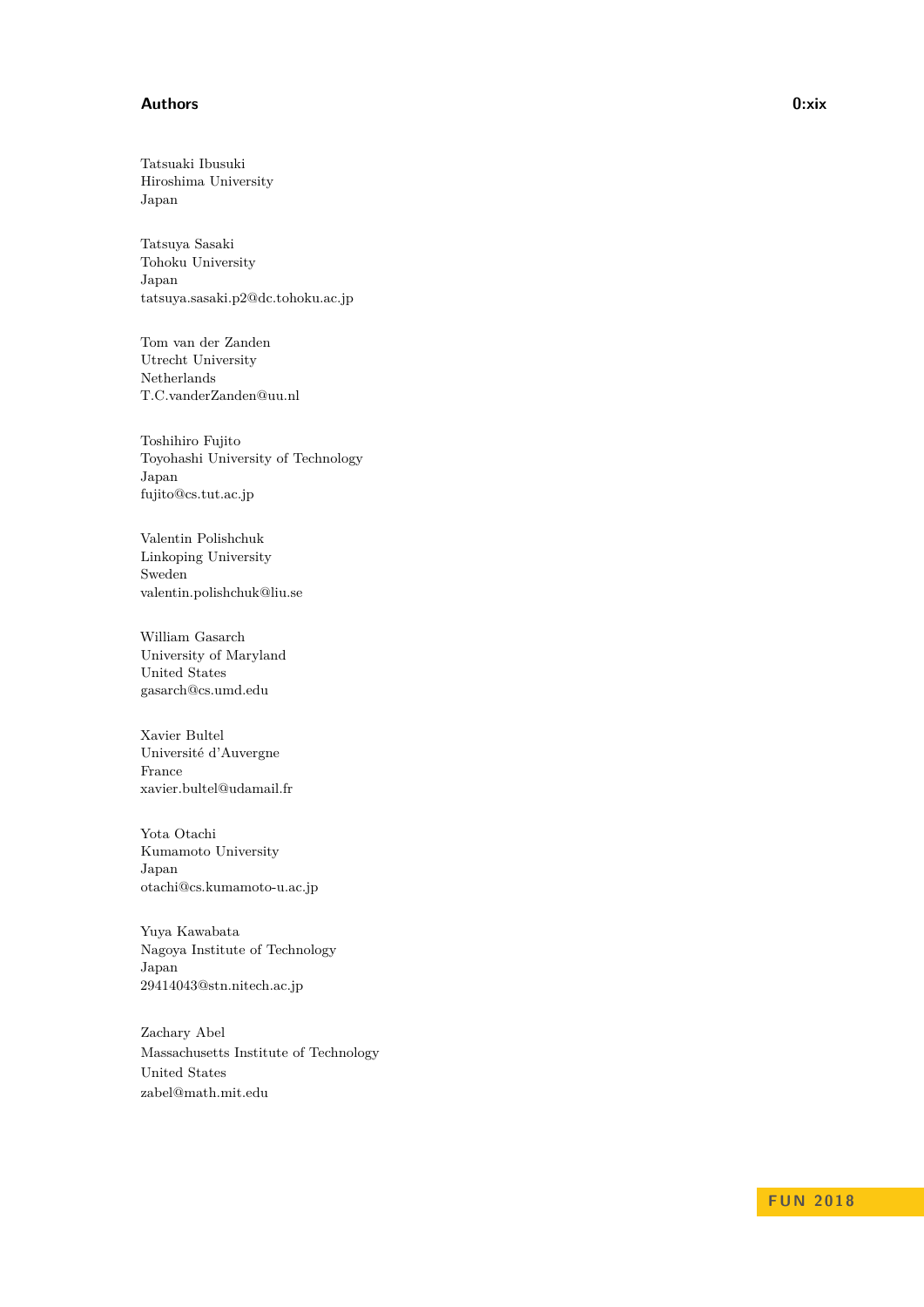Tatsuaki Ibusuki
Hiroshima University
Japan

Tatsuya Sasaki
Tohoku University
Japan
tatsuya.sasaki.p2@dc.tohoku.ac.jp

Tom van der Zanden
Utrecht University
Netherlands
T.C.vanderZanden@uu.nl

Toshihiro Fujito
Toyohashi University of Technology
Japan
fujito@cs.tut.ac.jp

Valentin Polishchuk
Linkoping University
Sweden
valentin.polishchuk@liu.se

William Gasarch
University of Maryland
United States
gasarch@cs.umd.edu

Xavier Bultel
Université d'Auvergne
France
xavier.bultel@udamail.fr

Yota Otachi
Kumamoto University
Japan
otachi@cs.kumamoto-u.ac.jp

Yuya Kawabata
Nagoya Institute of Technology
Japan
29414043@stn.nitech.ac.jp

Zachary Abel
Massachusetts Institute of Technology
United States
zabel@math.mit.edu